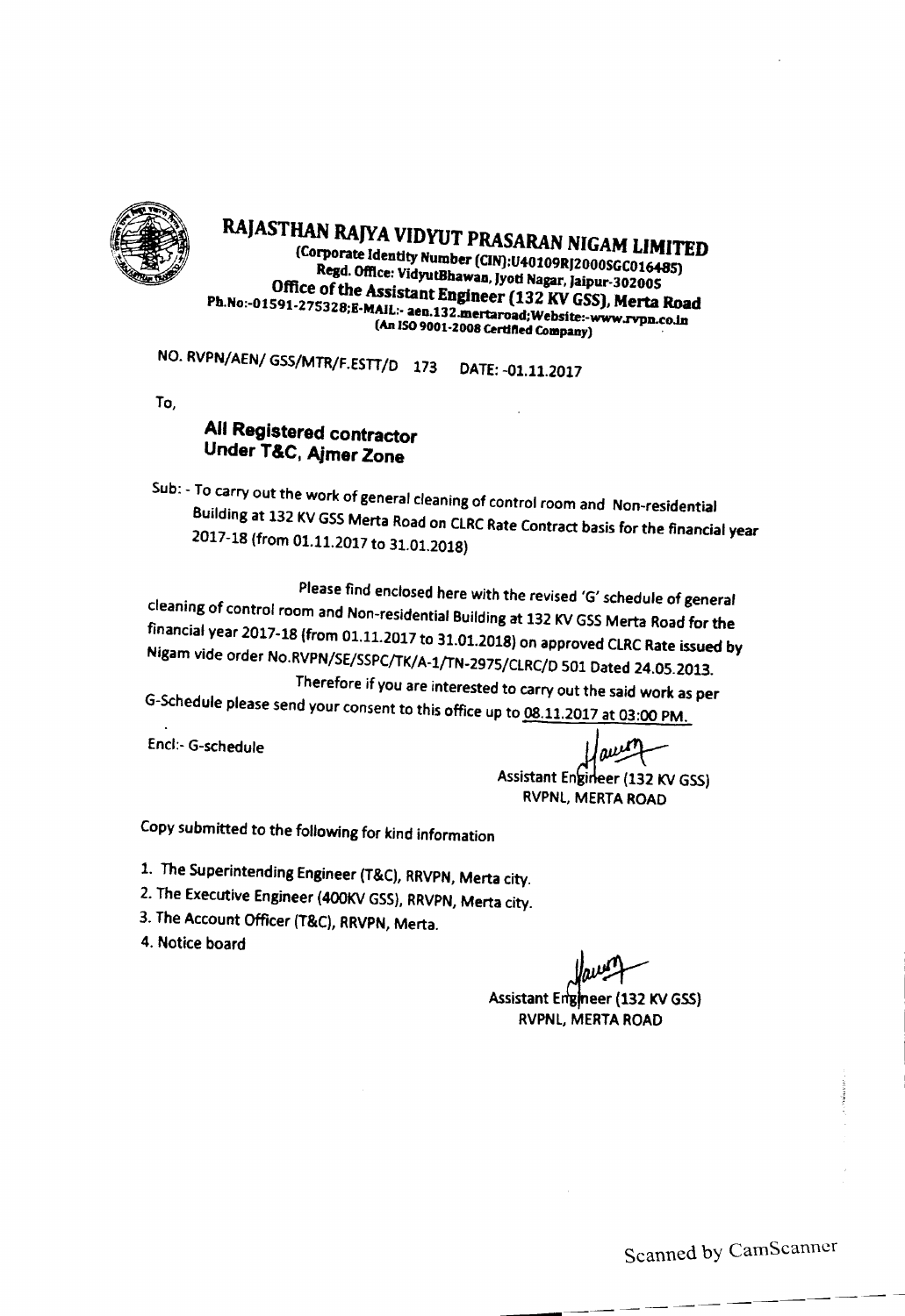# RAJASTHAN RAJYA VIDYUT PRASARAN NIGAM LIMITED

(Corporate Identity Number (CIN):U40109RJ2000SGC016485)
Regd. Office: VidyutBhawan, Jyoti Nagar, Jaipur-302005
**Office of the Assistant Engineer (132 KV GSS), Merta Road**
Ph.No:-01591-275328;E-MAIL:- aen.132.mertaroad;Website:-www.rvpn.co.in
(An ISO 9001-2008 Certified Company)

NO. RVPN/AEN/ GSS/MTR/F.ESTT/D 173 DATE: -01.11.2017

To,

**All Registered contractor**
**Under T&C, Ajmer Zone**

Sub: - To carry out the work of general cleaning of control room and Non-residential Building at 132 KV GSS Merta Road on CLRC Rate Contract basis for the financial year 2017-18 (from 01.11.2017 to 31.01.2018)

Please find enclosed here with the revised 'G' schedule of general cleaning of control room and Non-residential Building at 132 KV GSS Merta Road for the financial year 2017-18 (from 01.11.2017 to 31.01.2018) on approved CLRC Rate issued by Nigam vide order No.RVPN/SE/SSPC/TK/A-1/TN-2975/CLRC/D 501 Dated 24.05.2013.

Therefore if you are interested to carry out the said work as per G-Schedule please send your consent to this office up to 08.11.2017 at 03:00 PM.

Encl:- G-schedule

Assistant Engineer (132 KV GSS)
RVPNL, MERTA ROAD

Copy submitted to the following for kind information

1. The Superintending Engineer (T&C), RRVPN, Merta city.
2. The Executive Engineer (400KV GSS), RRVPN, Merta city.
3. The Account Officer (T&C), RRVPN, Merta.
4. Notice board

Assistant Engineer (132 KV GSS)
RVPNL, MERTA ROAD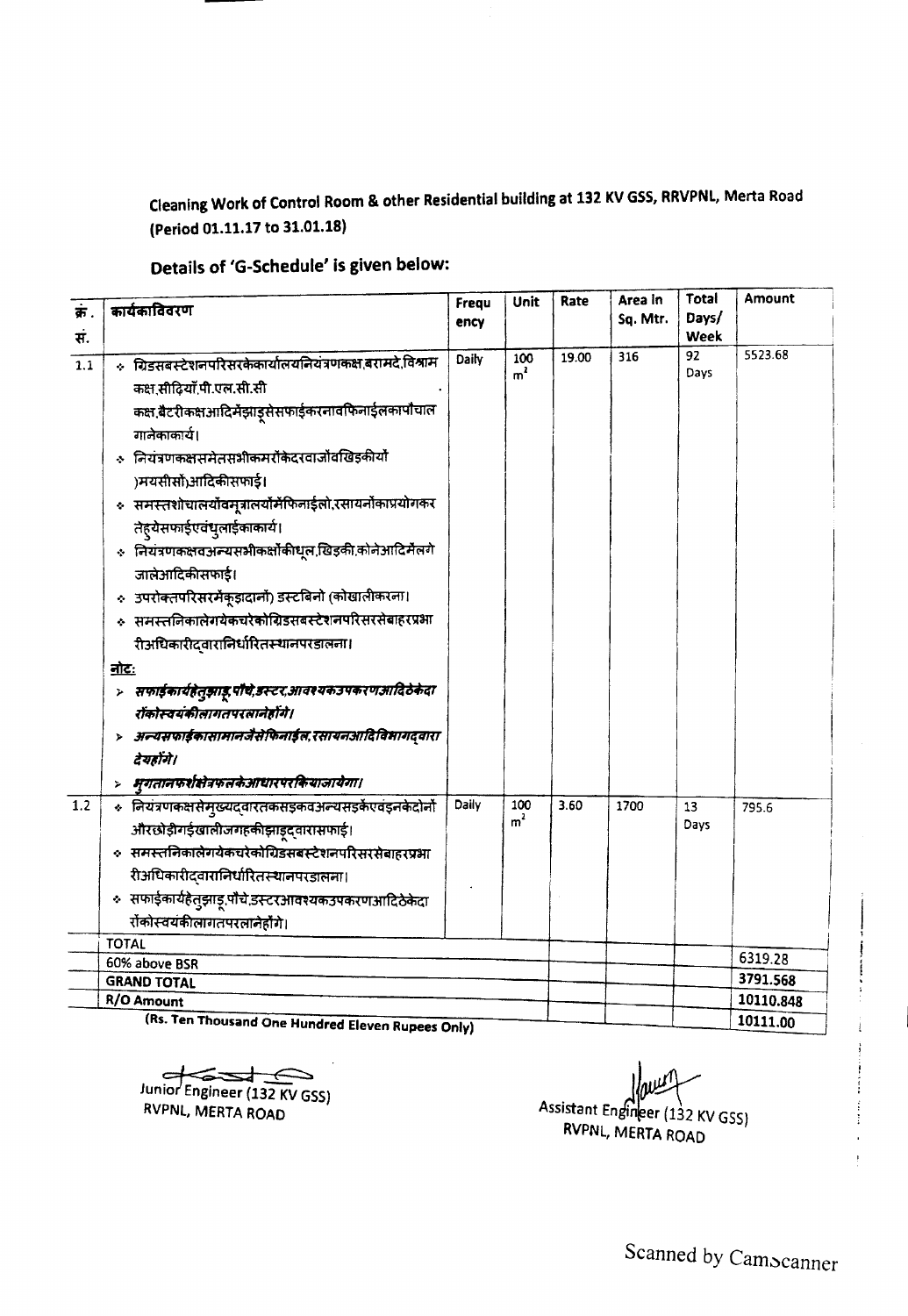**Cleaning Work of Control Room & other Residential building at 132 KV GSS, RRVPNL, Merta Road (Period 01.11.17 to 31.01.18)**

**Details of 'G-Schedule' is given below:**

| क्रं. सं. | कार्यकाविवरण | Frequency | Unit | Rate | Area in Sq. Mtr. | Total Days/ Week | Amount |
|---|---|---|---|---|---|---|---|
| 1.1 | ❖ ग्रिडसबस्टेशनपरिसरकेकार्यालयनियंत्रणकक्ष,बरामदे,विश्राम कक्ष,सीढ़ियाँ,पी.एल.सी.सी कक्ष,बैटरीकक्षआदिमेंझाड़ूसेसफाईकरनावफिनाईलकापौचा लगानेकाकार्य।<br>❖ नियंत्रणकक्षसमेतसभीकमरोंकेदरवाजोंवखिड़कीयों )मयसीसों)आदिकीसफाई।<br>❖ समस्तशौचालयोंवमूत्रालयोंमेंफिनाईलो,रसायनोंकाप्रयोगकर तेहुयेसफाईएवंधुलाईकाकार्य।<br>❖ नियंत्रणकक्षवअन्यसभीकक्षोंकीधूल,खिड़की,कोनेआदिमेंलगे जालेआदिकीसफाई।<br>❖ उपरोक्तपरिसरमेंकूड़ादानों) डस्टबिनो (कोखालीकरना।<br>❖ समस्तनिकालेगयेकचरेकोग्रिडसबस्टेशनपरिसरसेबाहरप्रभा रीअधिकारीद्वारानिर्धारितस्थानपरडालना।<br>**नोट:**<br>➢ ***सफाईकार्यहेतुझाड़ू,पौचे,डस्टर,आवश्यकउपकरणआदिठेकेदा रोंकोस्वयंकीलागतपरलानेहोंगे।***<br>➢ ***अन्यसफाईकासामानजैसेफिनाईल,रसायनआदिविभागद्वारा देयहोंगे।***<br>➢ ***भुगतानफर्शक्षेत्रफलकेआधारपरकियाजायेगा।*** | Daily | 100 $m^2$ | 19.00 | 316 | 92 Days | 5523.68 |
| 1.2 | ❖ नियंत्रणकक्षसेमुख्यद्वारतकसड़कवअन्यसड़केंएवंइनकेदोनों औरछोड़ीगईखालीजगहकीझाड़ूद्वारासफाई।<br>❖ समस्तनिकालेगयेकचरेकोग्रिडसबस्टेशनपरिसरसेबाहरप्रभा रीअधिकारीद्वारानिर्धारितस्थानपरडालना।<br>❖ सफाईकार्यहेतुझाड़ू,पौचे,डस्टरआवश्यकउपकरणआदिठेकेदा रोंकोस्वयंकीलागतपरलानेहोंगे। | Daily | 100 $m^2$ | 3.60 | 1700 | 13 Days | 795.6 |
| | TOTAL | | | | | | 6319.28 |
| | 60% above BSR | | | | | | 3791.568 |
| | GRAND TOTAL | | | | | | 10110.848 |
| | R/O Amount | | | | | | 10111.00 |

(Rs. Ten Thousand One Hundred Eleven Rupees Only)

Junior Engineer (132 KV GSS)
RVPNL, MERTA ROAD

Assistant Engineer (132 KV GSS)
RVPNL, MERTA ROAD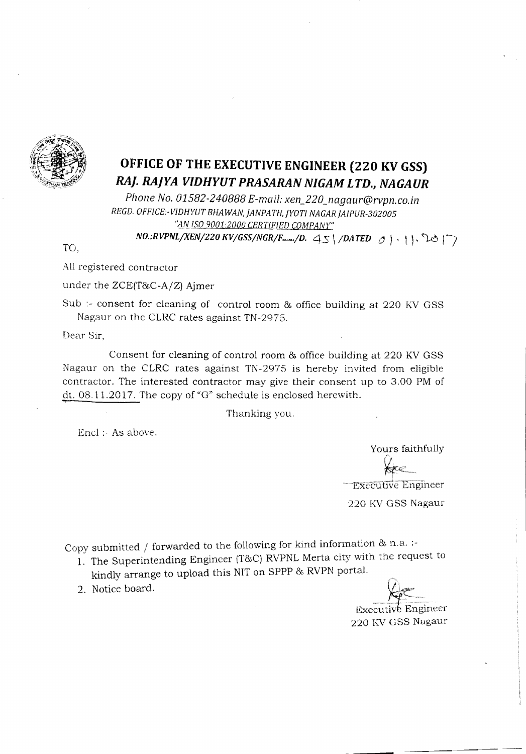# OFFICE OF THE EXECUTIVE ENGINEER (220 KV GSS)
## *RAJ. RAJYA VIDHYUT PRASARAN NIGAM LTD., NAGAUR*

*Phone No. 01582-240888 E-mail: xen_220_nagaur@rvpn.co.in*
*REGD. OFFICE:-VIDHYUT BHAWAN, JANPATH, JYOTI NAGAR JAIPUR-302005*
*"AN ISO 9001:2000 CERTIFIED COMPANY"*
***NO.:RVPNL/XEN/220 KV/GSS/NGR/F....../D. 451 /DATED 01.11.2017***

TO,

All registered contractor

under the ZCE(T&C-A/Z) Ajmer

Sub :- consent for cleaning of control room & office building at 220 KV GSS Nagaur on the CLRC rates against TN-2975.

Dear Sir,

Consent for cleaning of control room & office building at 220 KV GSS Nagaur on the CLRC rates against TN-2975 is hereby invited from eligible contractor. The interested contractor may give their consent up to 3.00 PM of dt. 08.11.2017. The copy of "G" schedule is enclosed herewith.

Thanking you.

Encl :- As above.

Yours faithfully

Executive Engineer
220 KV GSS Nagaur

Copy submitted / forwarded to the following for kind information & n.a. :-

1. The Superintending Engineer (T&C) RVPNL Merta city with the request to kindly arrange to upload this NIT on SPPP & RVPN portal.
2. Notice board.

Executive Engineer
220 KV GSS Nagaur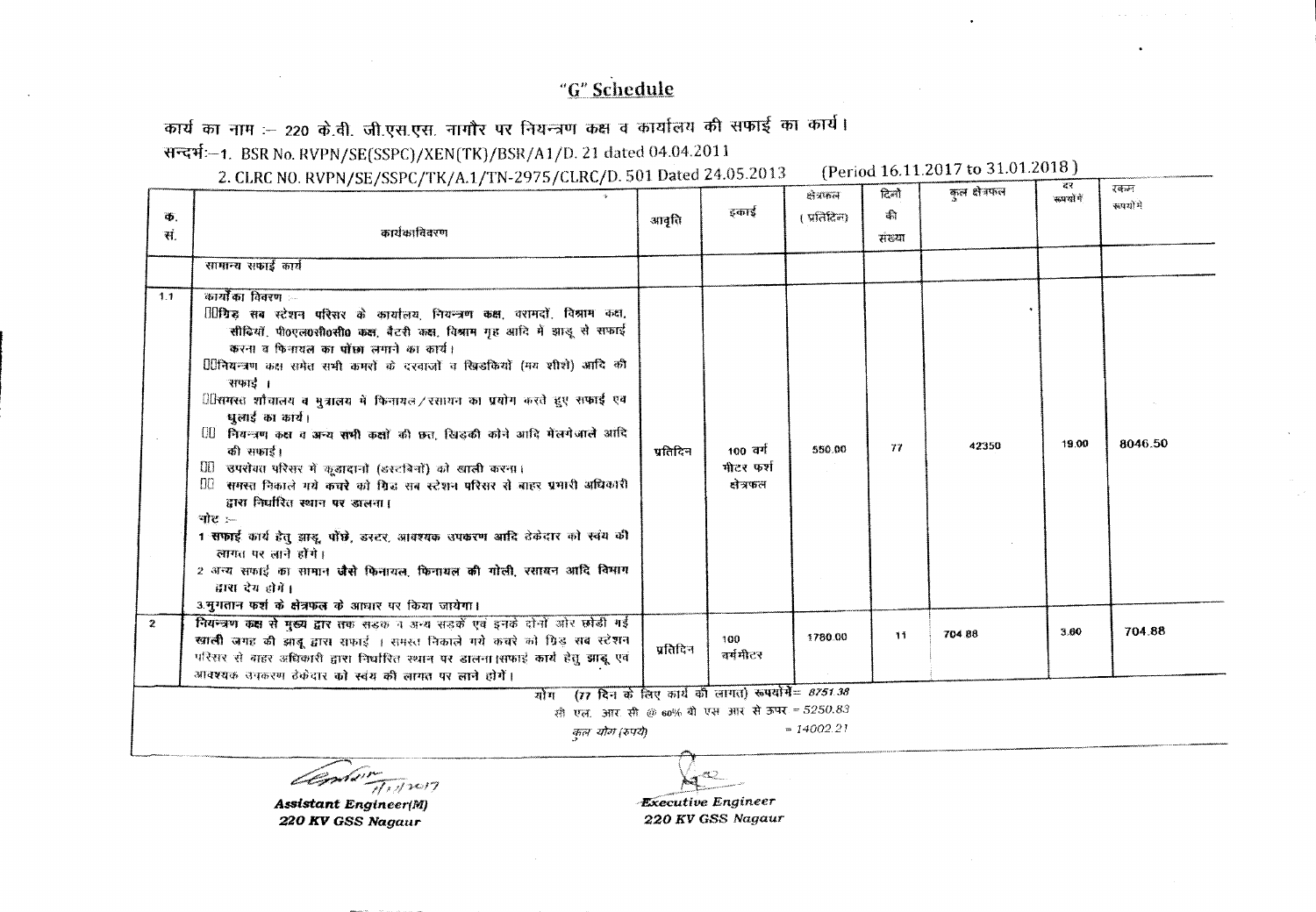## "G" Schedule

कार्य का नाम :– 220 के.वी. जी.एस.एस. नागौर पर नियन्त्रण कक्ष व कार्यालय की सफाई का कार्य।

सन्दर्भ:–1. BSR No. RVPN/SE(SSPC)/XEN(TK)/BSR/A1/D. 21 dated 04.04.2011

2. CLRC NO. RVPN/SE/SSPC/TK/A.1/TN-2975/CLRC/D. 501 Dated 24.05.2013 (Period 16.11.2017 to 31.01.2018)

| क्र. सं. | कार्यकाविवरण | आवृति | इकाई | क्षेत्रफल (प्रतिदिन) | दिनो की संख्या | कुल क्षेत्रफल | दर रूपयों में | रकम रूपयों मे |
|---|---|---|---|---|---|---|---|---|
| | सामान्य सफाई कार्य | | | | | | | |
| 1.1 | कार्यों का विवरण :– ग्रिड सब स्टेशन परिसर के कार्यालय, नियन्त्रण कक्ष, बरामदों, विश्राम कक्ष, सीढियॉं, पी०एल०सी०सी० कक्ष, बैटरी कक्ष, विश्राम गृह आदि में झाडू से सफाई करना व फिनायल का पोंछा लगाने का कार्य। नियन्त्रण कक्ष समेत सभी कमरों के दरवाजों व खिडकियों (मय शीशे) आदि की सफाई। समस्त शौचालय व मुत्रालय मे फिनायल / रसायन का प्रयोग करते हुए सफाई एवं धुलाई का कार्य। नियन्त्रण कक्ष व अन्य सभी कक्षों की छत, खिडकी कोने आदि मेंलगेजाले आदि की सफाई। उपरोक्त परिसर में कूडादानों (डस्टबिनों) को खाली करना। समस्त निकाले गये कचरे को ग्रिड सब स्टेशन परिसर से बाहर प्रभारी अधिकारी द्वारा निर्धारित स्थान पर डालना। नोट :– 1 सफाई कार्य हेतु झाडू, पोंछे, डस्टर, आवश्यक उपकरण आदि ठेकेदार को स्वंय की लागत पर लाने होंगे। 2 अन्य सफाई का सामान जैसे फिनायल, फिनायल की गोली, रसायन आदि विभाग द्वारा देय होंगे। 3.भुगतान फर्श के क्षेत्रफल के आधार पर किया जायेगा। | प्रतिदिन | 100 वर्ग मीटर फर्श क्षेत्रफल | 550.00 | 77 | 42350 | 19.00 | 8046.50 |
| 2 | नियन्त्रण कक्ष से मुख्य द्वार तक सडक व अन्य सडकें एवं इनके दोनों ओर छोडी गई खाली जगह की झाडू द्वारा सफाई। समस्त निकाले गये कचरे को ग्रिड सब स्टेशन परिसर से बाहर अधिकारी द्वारा निर्धारित स्थान पर डालना।सफाई कार्य हेतु झाडू एवं आवश्यक उपकरण ठेकेदार को स्वंय की लागत पर लाने होंगे। | प्रतिदिन | 100 वर्गमीटर | 1780.00 | 11 | 704.88 | 3.60 | 704.88 |

योग (77 दिन के लिए कार्य की लागत) रूपयोंमें= 8751.38

सी. एल. आर. सी. @ 60% बी एस आर से ऊपर = 5250.83

कुल योग (रूपये) = 14002.21

*Assistant Engineer(M)*
*220 KV GSS Nagaur*

*Executive Engineer*
*220 KV GSS Nagaur*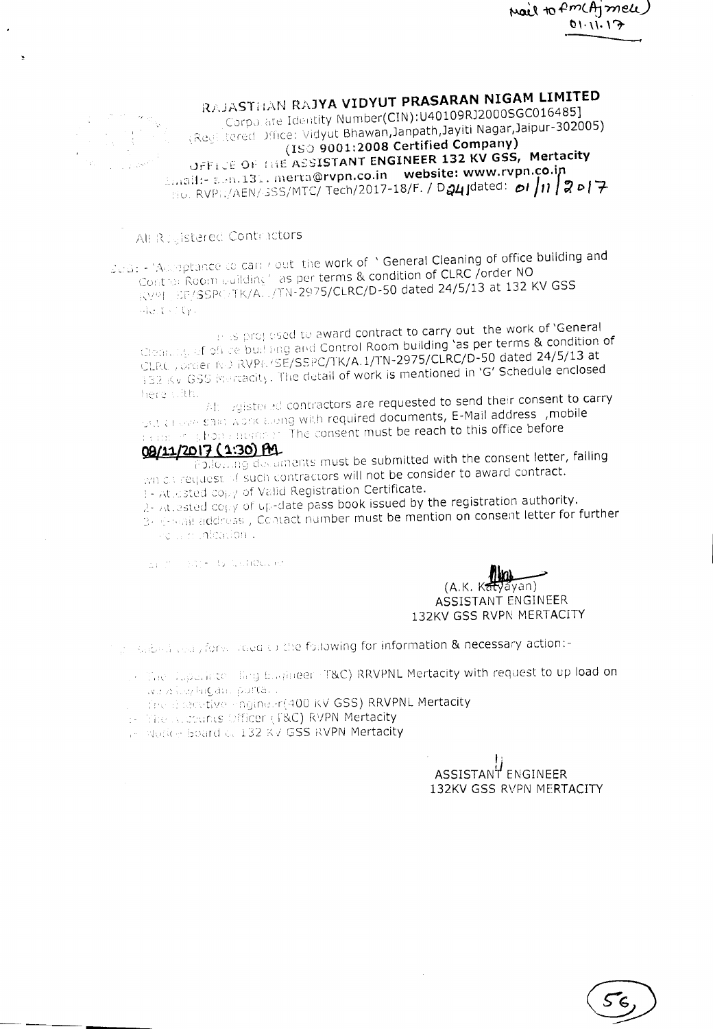Mail to Am(Ajmer)
01.11.17

**RAJASTHAN RAJYA VIDYUT PRASARAN NIGAM LIMITED**
Corporate Identity Number(CIN):U40109RJ2000SGC016485]
(Registered Office: Vidyut Bhawan,Janpath,Jayiti Nagar,Jaipur-302005)
**(ISO 9001:2008 Certified Company)**
**OFFICE OF THE ASSISTANT ENGINEER 132 KV GSS, Mertacity**
Email:- aen.132.merta@rvpn.co.in **website: www.rvpn.co.in**
No. RVPN/AEN/GSS/MTC/ Tech/2017-18/F. / D24 dated: 01/11/2017

All Registered Contractors

Sub: - Acceptance to carry out the work of ' General Cleaning of office building and Control Room building' as per terms & condition of CLRC /order NO RVPN/SE/SSPC/TK/A.1/TN-2975/CLRC/D-50 dated 24/5/13 at 132 KV GSS Mertacity.

It is proposed to award contract to carry out the work of 'General Cleaning of office building and Control Room building 'as per terms & condition of CLRC /order NO RVPN/SE/SSPC/TK/A.1/TN-2975/CLRC/D-50 dated 24/5/13 at 132 KV GSS Mertacity. The detail of work is mentioned in 'G' Schedule enclosed here with.

All registered contractors are requested to send their consent to carry out the given work along with required documents, E-Mail address ,mobile number or phone number. The consent must be reach to this office before **08/11/2017 (1:30) PM**.

Following documents must be submitted with the consent letter, failing which request of such contractors will not be consider to award contract.

1- Attested copy of Valid Registration Certificate.
2- Attested copy of up-date pass book issued by the registration authority.
3- E-mail address, Contact number must be mention on consent letter for further communication.

Encl: 'G' Schedule

(A.K. Katyayan)
ASSISTANT ENGINEER
132KV GSS RVPN MERTACITY

Copy submitted/forwarded to the following for information & necessary action:-

1- The Superintending Engineer (T&C) RRVPNL Mertacity with request to up load on website/nigam portal.
2- The Executive Engineer(400 KV GSS) RRVPNL Mertacity
3- The Accounts Officer (T&C) RVPN Mertacity
4- Notice Board of 132 KV GSS RVPN Mertacity

ASSISTANT ENGINEER
132KV GSS RVPN MERTACITY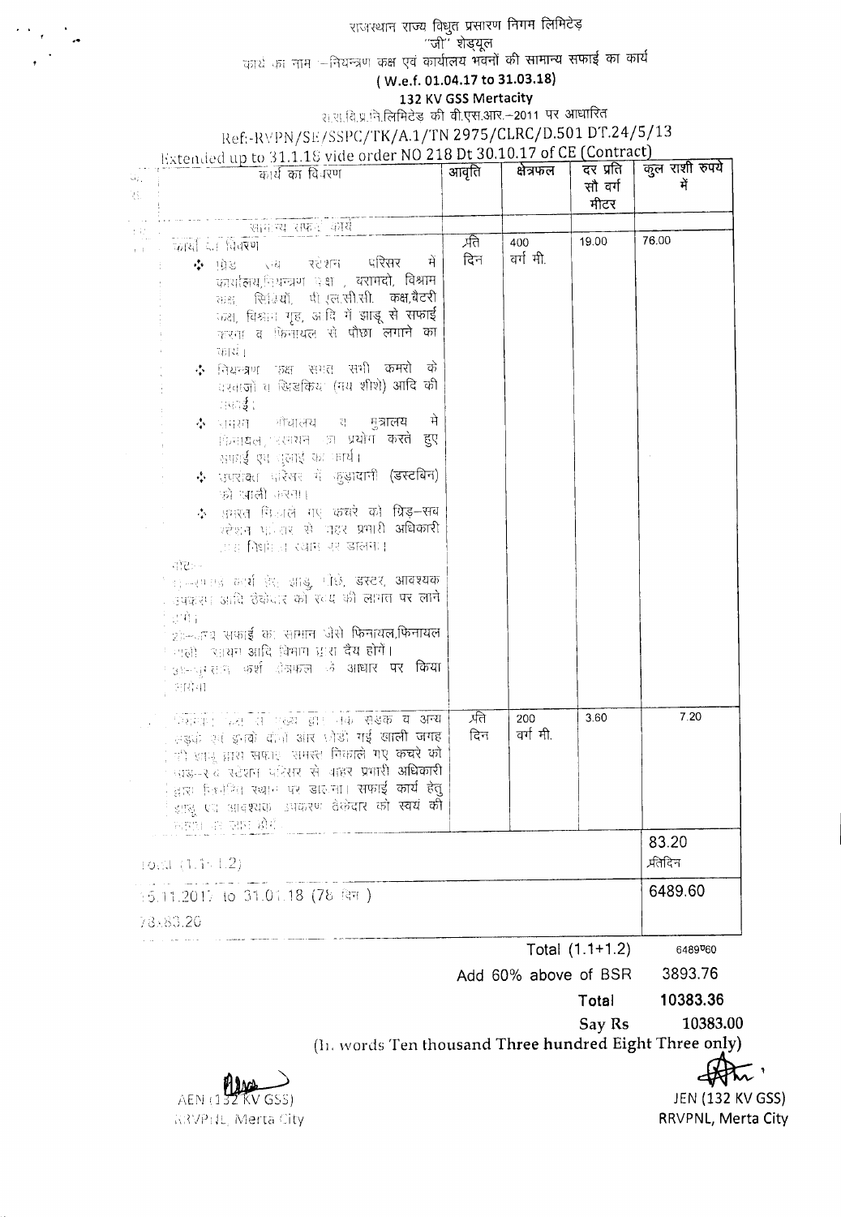# राजस्थान राज्य विद्युत प्रसारण निगम लिमिटेड

"जी" शेड्यूल

कार्य का नाम :–नियन्त्रण कक्ष एवं कार्यालय भवनों की सामान्य सफाई का कार्य

**( W.e.f. 01.04.17 to 31.03.18)**

**132 KV GSS Mertacity**

रा.रा.वि.प्र.नि.लिमिटेड की बी.एस.आर.–2011 पर आधारित

Ref:-RVPN/SE/SSPC/TK/A.1/TN 2975/CLRC/D.501 DT.24/5/13

Extended up to 31.1.18 vide order NO 218 Dt 30.10.17 of CE (Contract)

| क्र.सं. | कार्य का विवरण | आवृति | क्षेत्रफल | दर प्रति सौ वर्ग मीटर | कुल राशी रुपये में |
|---|---|---|---|---|---|
| 1 | सामान्य सफाई कार्य | | | | |
| 1.1 | कार्य का विवरण<br>❖ ग्रिड सब स्टेशन परिसर में कार्यालय,नियन्त्रण कक्ष , बरामदो, विश्राम कक्ष, सिढ़ियों, पी.एल.सी.सी. कक्ष,बैटरी कक्ष, विश्राम गृह, आदि में झाडू से सफाई करना व फिनायल से पौछा लगाने का कार्य।<br>❖ नियन्त्रण कक्ष समेत सभी कमरो के दरवाजों व खिड़कियां (मय शीशे) आदि की सफाई।<br>❖ समस्त शौचालय व मुत्रालय में फिनायल, एसिड आदि का प्रयोग करते हुए सफाई एवं धुलाई का कार्य।<br>❖ उपरोक्त परिसर में कुड़ादानी (डस्टबिन) को खाली करना।<br>❖ समस्त निकाले गए कचरे को ग्रिड–सब स्टेशन परिसर से बाहर प्रभारी अधिकारी द्वारा निर्धारित स्थान पर डालना।<br>नोट:-<br>1. उपरोक्त कार्य हेतु झाडू, पोछे, डस्टर, आवश्यक उपकरण आदि ठेकेदार को स्वयं की लागत पर लाने होंगे।<br>2. अन्य सफाई का सामान जैसे फिनायल,फिनायल गोली, साबुन आदि विभाग द्वारा देय होंगे।<br>3. भुगतान फर्श क्षेत्रफल के आधार पर किया जायेगा। | प्रति दिन | 400 वर्ग मी. | 19.00 | 76.00 |
| 1.2 | नियन्त्रण कक्ष से गेट तक सड़क व अन्य सड़कों एवं इनके दोनों ओर छोड़ी गई खाली जगह की झाडू द्वारा सफाई, समस्त निकाले गए कचरे को ग्रिड–सब स्टेशन परिसर से बाहर प्रभारी अधिकारी द्वारा निर्धारित स्थान पर डालना। सफाई कार्य हेतु झाडू एवं आवश्यक उपकरण ठेकेदार को स्वयं की लागत से लाने होंगे। | प्रति दिन | 200 वर्ग मी. | 3.60 | 7.20 |
| | Total (1.1+1.2) | | | | 83.20 प्रतिदिन |
| | 15.11.2017 to 31.01.18 (78 दिन )<br>78x83.20 | | | | 6489.60 |

| | |
|---|---|
| Total (1.1+1.2) | 6489.60 |
| Add 60% above of BSR | 3893.76 |
| Total | 10383.36 |
| Say Rs | 10383.00 |

(In words Ten thousand Three hundred Eight Three only)

AEN (132 KV GSS)
RRVPNL, Merta City

JEN (132 KV GSS)
RRVPNL, Merta City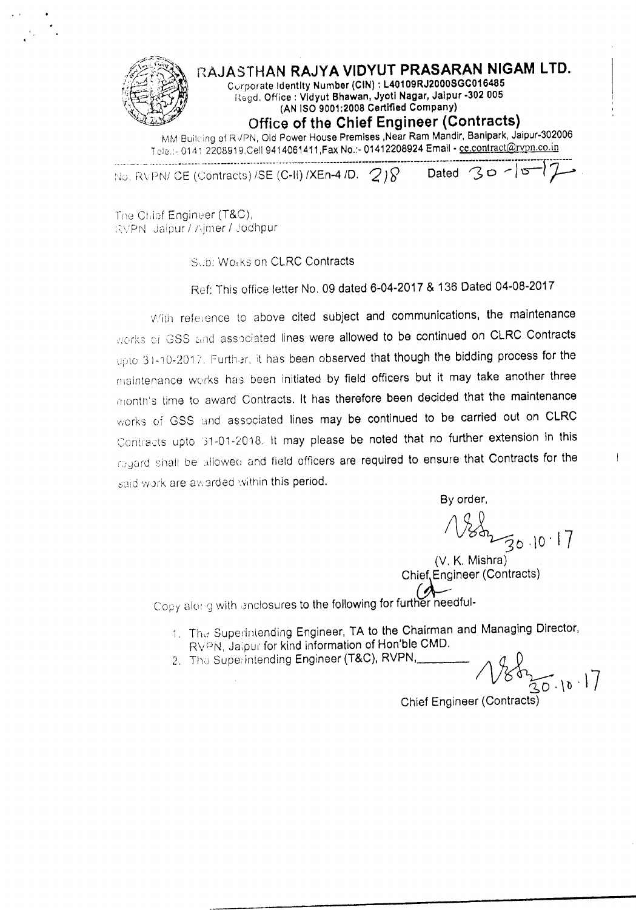# RAJASTHAN RAJYA VIDYUT PRASARAN NIGAM LTD.

Corporate Identity Number (CIN) : L40109RJ2000SGC016485
Regd. Office : Vidyut Bhawan, Jyoti Nagar, Jaipur -302 005
(AN ISO 9001:2008 Certified Company)

## Office of the Chief Engineer (Contracts)

MM Building of RVPN, Old Power House Premises ,Near Ram Mandir, Banipark, Jaipur-302006
Tele.:- 0141 2208919,Cell 9414061411,Fax No.:- 01412208924 Email - ce.contract@rvpn.co.in

No. RVPN/ CE (Contracts) /SE (C-II) /XEn-4 /D. 218 Dated 30-10-17

The Chief Engineer (T&C),
RVPN Jaipur / Ajmer / Jodhpur

Sub: Works on CLRC Contracts

Ref: This office letter No. 09 dated 6-04-2017 & 136 Dated 04-08-2017

With reference to above cited subject and communications, the maintenance works of GSS and associated lines were allowed to be continued on CLRC Contracts upto 31-10-2017. Further, it has been observed that though the bidding process for the maintenance works has been initiated by field officers but it may take another three month's time to award Contracts. It has therefore been decided that the maintenance works of GSS and associated lines may be continued to be carried out on CLRC Contracts upto 31-01-2018. It may please be noted that no further extension in this regard shall be allowed and field officers are required to ensure that Contracts for the said work are awarded within this period.

By order,

Sd/- 30.10.17
(V. K. Mishra)
Chief Engineer (Contracts)

Copy along with enclosures to the following for further needful-

1. The Superintending Engineer, TA to the Chairman and Managing Director, RVPN, Jaipur for kind information of Hon'ble CMD.
2. The Superintending Engineer (T&C), RVPN,________

Sd/- 30.10.17
Chief Engineer (Contracts)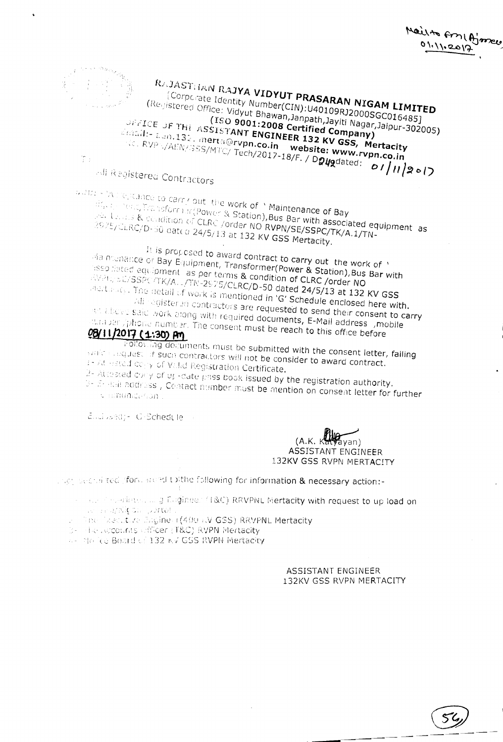Mail to firm (Ajmer) 01.11.2017

# RAJASTHAN RAJYA VIDYUT PRASARAN NIGAM LIMITED

[Corporate Identity Number(CIN):U40109RJ2000SGC016485]
(Registered Office: Vidyut Bhawan,Janpath,Jayiti Nagar,Jaipur-302005)
(ISO 9001:2008 Certified Company)

OFFICE OF THE ASSISTANT ENGINEER 132 KV GSS, Mertacity
Email:- aen.132.merta@rvpn.co.in website: www.rvpn.co.in
No. RVPN/AEN/GSS/MTC/ Tech/2017-18/F. / D242 dated: 01/11/2017

To

All Registered Contractors

Sub:- Acceptance to carry out the work of ' Maintenance of Bay Equipment, Transformer(Power & Station),Bus Bar with associated equipment as per terms & condition of CLRC /order NO RVPN/SE/SSPC/TK/A.1/TN-2975/CLRC/D-50 dated 24/5/13 at 132 KV GSS Mertacity.

It is proposed to award contract to carry out the work of ' Maintenance of Bay Equipment, Transformer(Power & Station),Bus Bar with associated equipment as per terms & condition of CLRC /order NO RVPN/SE/SSPC/TK/A.1/TN-2975/CLRC/D-50 dated 24/5/13 at 132 KV GSS Mertacity. The detail of work is mentioned in 'G' Schedule enclosed here with.

All registered contractors are requested to send their consent to carry out above said work along with required documents, E-Mail address ,mobile number ,phone number. The consent must be reach to this office before **08/11/2017 (1:30) PM**

Following documents must be submitted with the consent letter, failing which request of such contractors will not be consider to award contract.

1- Attested copy of Valid Registration Certificate.
2- Attested copy of up-date pass book issued by the registration authority.
3- E-mail address , Contact number must be mention on consent letter for further communication.

Enclosed:- G-Schedule

(A.K. Katyayan)
ASSISTANT ENGINEER
132KV GSS RVPN MERTACITY

Copy submitted/forwarded to the following for information & necessary action:-

1- The Superintending Engineer (T&C) RRVPNL Mertacity with request to up load on RVPN portal.
2- The Executive Engineer(400 KV GSS) RRVPNL Mertacity
3- The Accounts officer (T&C) RVPN Mertacity
4- Notice Board of 132 KV GSS RVPN Mertacity

ASSISTANT ENGINEER
132KV GSS RVPN MERTACITY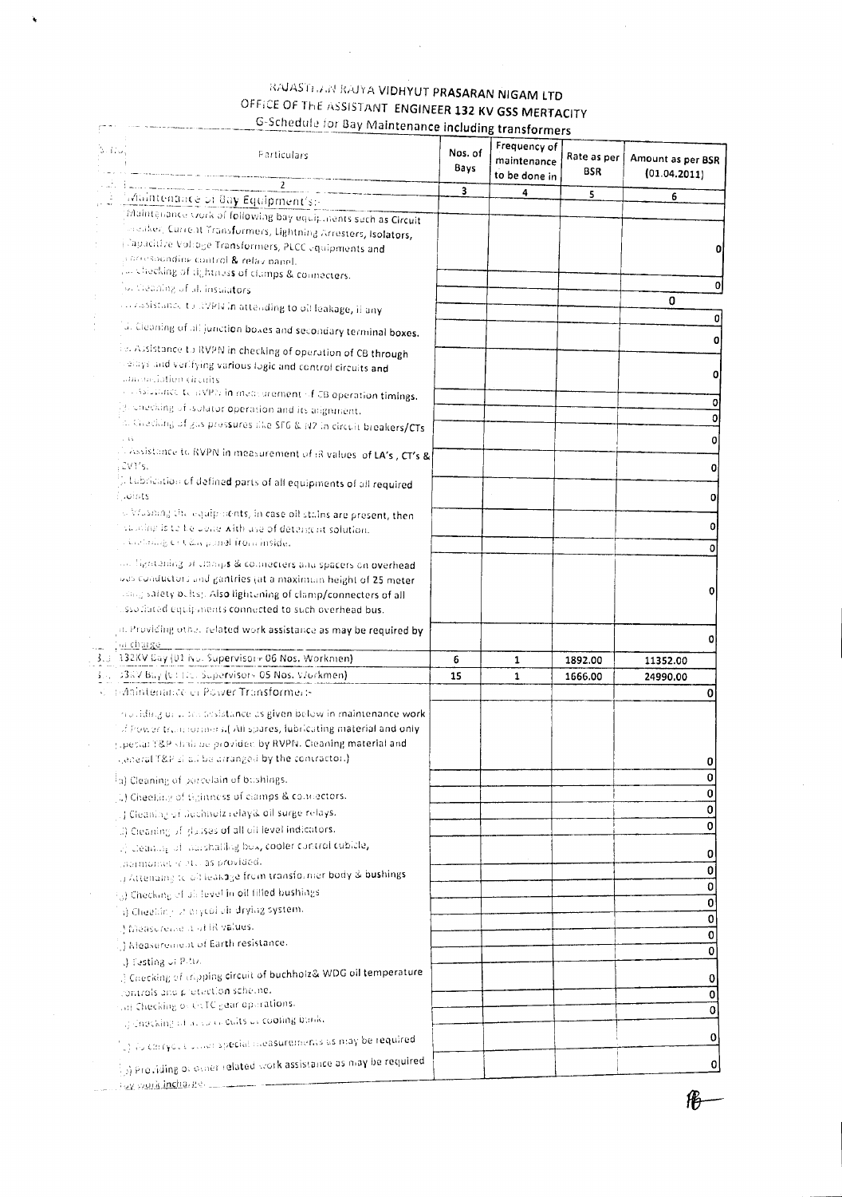# RAJASTHAN RAJYA VIDHYUT PRASARAN NIGAM LTD

## OFFICE OF THE ASSISTANT ENGINEER 132 KV GSS MERTACITY

### G-Schedule for Bay Maintenance including transformers

| S. No. | Particulars | Nos. of Bays | Frequency of maintenance to be done in | Rate as per BSR | Amount as per BSR (01.04.2011) |
|---|---|---|---|---|---|
| 1 | 2 | 3 | 4 | 5 | 6 |
| | Maintenance of Bay Equipment's:- | | | | |
| | Maintenance work of following bay equipments such as Circuit breaker, Current Transformers, Lightning Arresters, Isolators, Capacitive Voltage Transformers, PLCC equipments and corresponding control & relay panel. | | | | 0 |
| | a. Checking of tightness of clamps & connecters. | | | | 0 |
| | b. Cleaning of all insulators | | | | 0 |
| | c. Assistance to RVPN in attending to oil leakage, if any | | | | 0 |
| | d. Cleaning of all junction boxes and secondary terminal boxes. | | | | 0 |
| | e. Assistance to RVPN in checking of operation of CB through relays and verifying various logic and control circuits and annunciation circuits | | | | 0 |
| | f. Assistance to RVPN in measurement of CB operation timings. | | | | 0 |
| | g. Checking of isolator operation and its alignment. | | | | 0 |
| | h. Checking of gas pressures like SF6 & N2 in circuit breakers/CTs etc. | | | | 0 |
| | i. Assistance to RVPN in measurement of IR values of LA's, CT's & CVT's. | | | | 0 |
| | j. Lubrication of defined parts of all equipments of all required points | | | | 0 |
| | k. Washing the equipments, in case oil stains are present, then cleaning is to be done with use of detergent solution. | | | | 0 |
| | l. Cleaning of C&R panel from inside. | | | | 0 |
| | m. Tightening of clamps & connecters and spacers on overhead bus conductors and gantries (at a maximum height of 25 meter using safety belts). Also tightening of clamp/connecters of all associated equipments connected to such overhead bus. | | | | 0 |
| | n. Providing other related work assistance as may be required by in charge | | | | 0 |
| 3.1 | 132KV Bay (01 No. Supervisor+ 06 Nos. Workmen) | 6 | 1 | 1892.00 | 11352.00 |
| 3.2 | 33KV Bay (01 No. Supervisor+ 05 Nos. Workmen) | 15 | 1 | 1666.00 | 24990.00 |
| 4 | Maintenance of Power Transformer:- | | | | 0 |
| | Providing of labour assistance as given below in maintenance work of Power transformers.( All spares, lubricating material and only special T&P shall be provided by RVPN. Cleaning material and general T&P shall be arranged by the contractor.) | | | | 0 |
| | (a) Cleaning of porcelain of bushings. | | | | 0 |
| | (b) Checking of tightness of clamps & connectors. | | | | 0 |
| | (c) Cleaning of Buchholz relay& oil surge relays. | | | | 0 |
| | (d) Cleaning of glasses of all oil level indicators. | | | | 0 |
| | (e) Cleaning of marshalling box, cooler control cubicle, thermometer etc. as provided. | | | | 0 |
| | (f) Attending to oil leakage from transformer body & bushings | | | | 0 |
| | (g) Checking of oil level in oil filled bushings | | | | 0 |
| | (h) Checking of silica gel air drying system. | | | | 0 |
| | (i) Measurement of IR values. | | | | 0 |
| | (j) Measurement of Earth resistance. | | | | 0 |
| | (k) Testing of PRV. | | | | 0 |
| | (l) Checking of tripping circuit of buchholz& WDG oil temperature controls and protection scheme. | | | | 0 |
| | (m) Checking of OLTC gear operations. | | | | 0 |
| | (n) Checking of all control circuits of cooling bank. | | | | 0 |
| | (o) To carry out other special measurements as may be required | | | | 0 |
| | (p) Providing of other related work assistance as may be required by work incharge. | | | | 0 |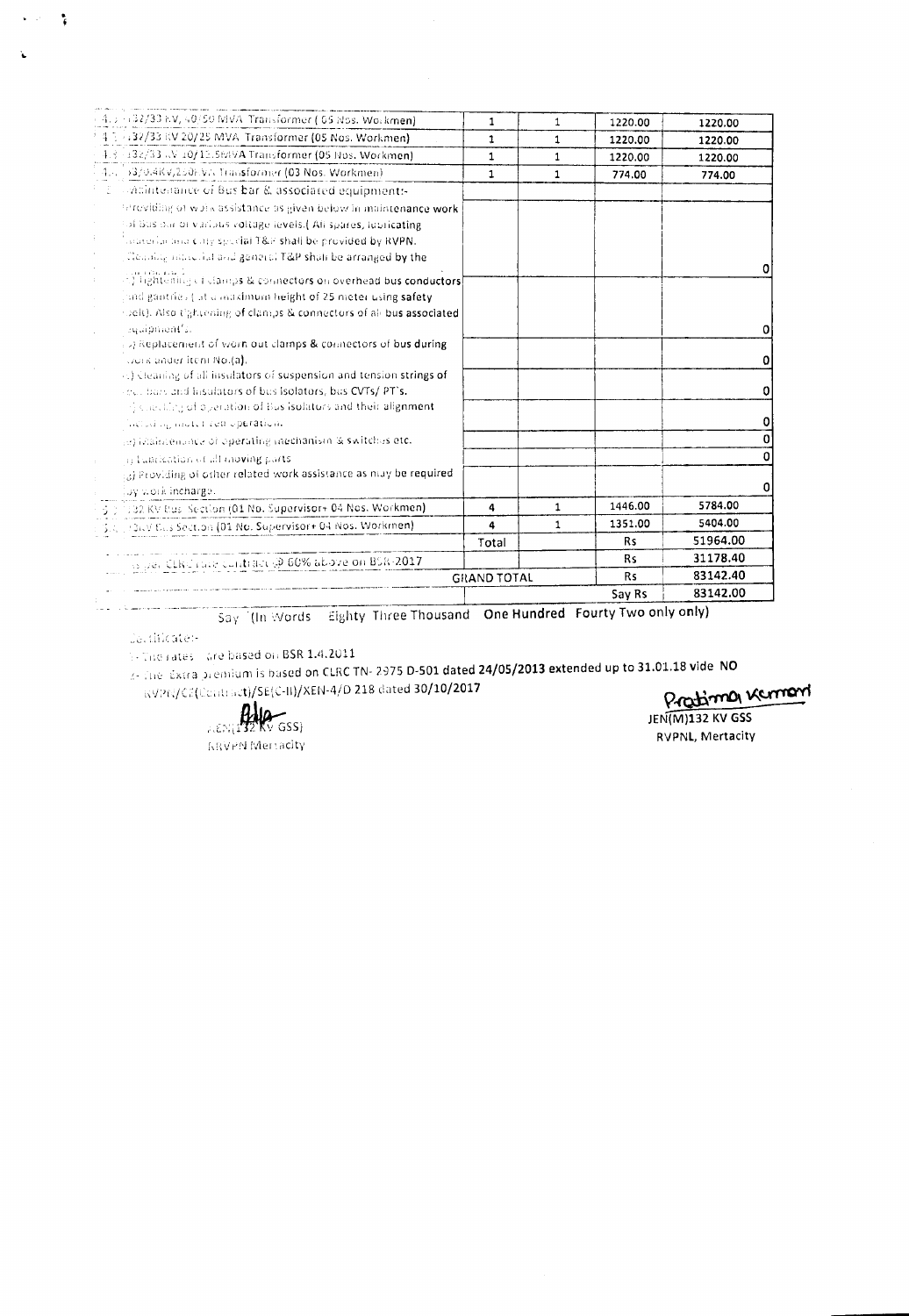| | | | | |
|---|---|---|---|---|
| 4.1 132/33 kV, 40/50 MVA Transformer (05 Nos. Workmen) | 1 | 1 | 1220.00 | 1220.00 |
| 4.2 132/33 kV 20/25 MVA Transformer (05 Nos. Workmen) | 1 | 1 | 1220.00 | 1220.00 |
| 4.3 132/33 kV 10/12.5MVA Transformer (05 Nos. Workmen) | 1 | 1 | 1220.00 | 1220.00 |
| 4.4 33/0.4kV,250kVA Transformer (03 Nos. Workmen) | 1 | 1 | 774.00 | 774.00 |
| 5 Maintenance of Bus bar & associated equipment:- | | | | |
| Providing of work assistance as given below in maintenance work of Bus bar of various voltage levels.( All spares, lubricating material and only special T&P shall be provided by RVPN. Cleaning material and general T&P shall be arranged by the contractor.) | | | | 0 |
| a) Tightening of clamps & connectors on overhead bus conductors and gantries ( at a maximum height of 25 meter using safety belt). Also tightening of clamps & connectors of all bus associated equipment's. | | | | 0 |
| b) Replacement of worn out clamps & connectors of bus during work under item No.(a). | | | | 0 |
| c) Cleaning of all insulators of suspension and tension strings of main bars and insulators of bus isolators, bus CVTs/ PT's. | | | | 0 |
| d) Checking of operation of bus isolators and their alignment including motorised operation. | | | | 0 |
| e) Maintenance of operating mechanism & switches etc. | | | | 0 |
| f) Lubrication of all moving parts | | | | 0 |
| g) Providing of other related work assistance as may be required by work incharge. | | | | 0 |
| 5.1 132 KV Bus Section (01 No. Supervisor+ 04 Nos. Workmen) | 4 | 1 | 1446.00 | 5784.00 |
| 5.2 33kV Bus Section (01 No. Supervisor+ 04 Nos. Workmen) | 4 | 1 | 1351.00 | 5404.00 |
| | Total | | Rs | 51964.00 |
| As per CLRC rate contract @ 60% above on BSR-2017 | | | Rs | 31178.40 |
| | GRAND TOTAL | | Rs | 83142.40 |
| | | | Say Rs | 83142.00 |

Say (In Words Eighty Three Thousand One Hundred Fourty Two only only)

Certificate:-

1- The rates are based on BSR 1.4.2011

2- The Extra premium is based on CLRC TN- 2975 D-501 dated 24/05/2013 extended up to 31.01.18 vide NO RVPN/CE(Contract)/SE(C-II)/XEN-4/D 218 dated 30/10/2017

AEN(132 KV GSS)
RRVPN Mertacity

Pratima Kumari
JEN(M)132 KV GSS
RVPNL, Mertacity